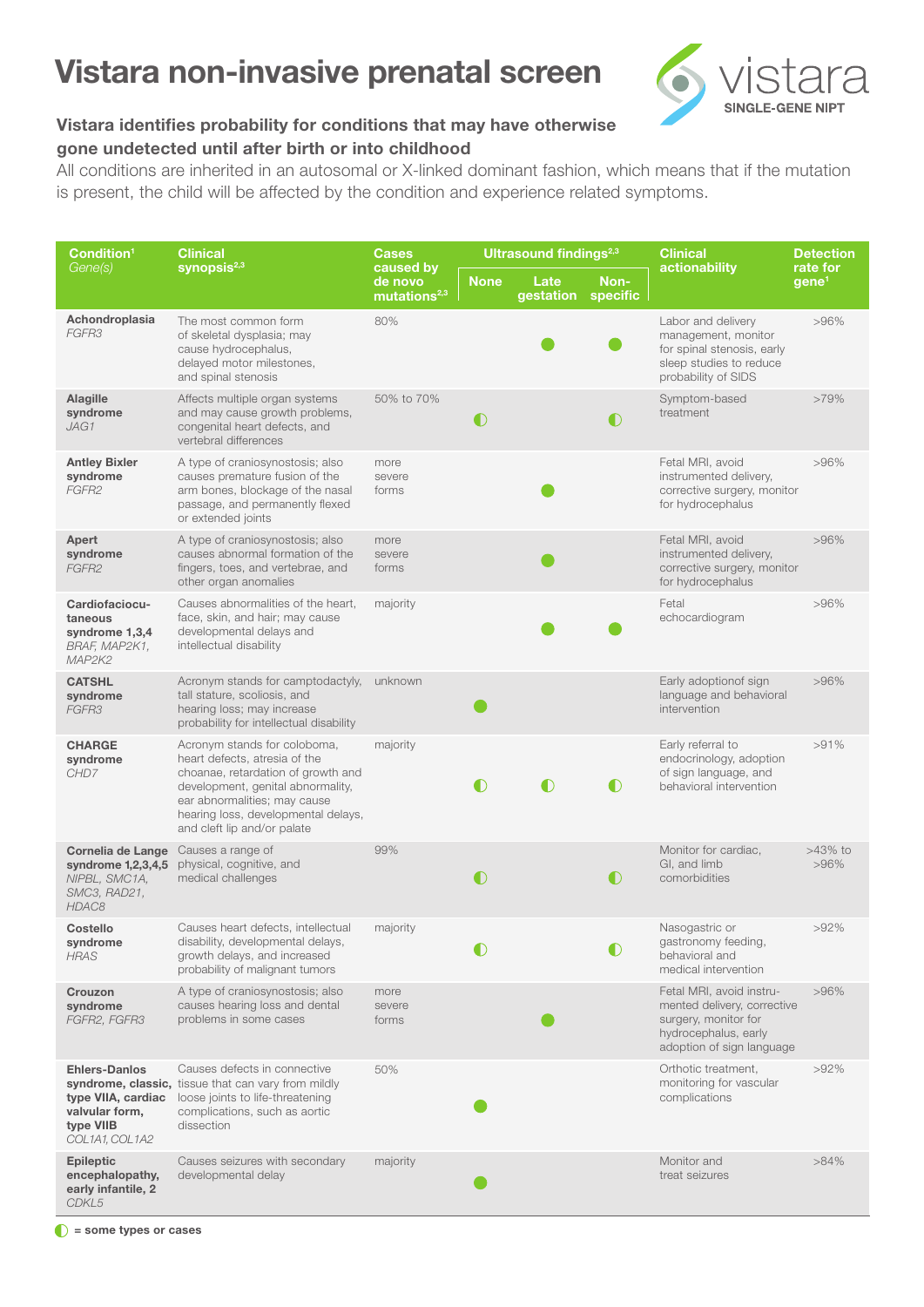# Vistara non-invasive prenatal screen

vistara SINGLE-GENE NIPT

### Vistara identifies probability for conditions that may have otherwise gone undetected until after birth or into childhood

All conditions are inherited in an autosomal or X-linked dominant fashion, which means that if the mutation is present, the child will be affected by the condition and experience related symptoms.

| Condition[1] *Gene(s)* | Clinical synopsis[2,3] | Cases caused by de novo mutations[2,3] | Ultrasound findings[2,3] | | | Clinical actionability | Detection rate for gene[1] |
|---|---|---|---|---|---|---|---|
| | | | None | Late gestation | Non-specific | | |
| **Achondroplasia** *FGFR3* | The most common form of skeletal dysplasia; may cause hydrocephalus, delayed motor milestones, and spinal stenosis | 80% | | ● | ● | Labor and delivery management, monitor for spinal stenosis, early sleep studies to reduce probability of SIDS | >96% |
| **Alagille syndrome** *JAG1* | Affects multiple organ systems and may cause growth problems, congenital heart defects, and vertebral differences | 50% to 70% | ◐ | | ◐ | Symptom-based treatment | >79% |
| **Antley Bixler syndrome** *FGFR2* | A type of craniosynostosis; also causes premature fusion of the arm bones, blockage of the nasal passage, and permanently flexed or extended joints | more severe forms | | ● | | Fetal MRI, avoid instrumented delivery, corrective surgery, monitor for hydrocephalus | >96% |
| **Apert syndrome** *FGFR2* | A type of craniosynostosis; also causes abnormal formation of the fingers, toes, and vertebrae, and other organ anomalies | more severe forms | | ● | | Fetal MRI, avoid instrumented delivery, corrective surgery, monitor for hydrocephalus | >96% |
| **Cardiofaciocutaneous syndrome 1,3,4** *BRAF, MAP2K1, MAP2K2* | Causes abnormalities of the heart, face, skin, and hair; may cause developmental delays and intellectual disability | majority | | ● | ● | Fetal echocardiogram | >96% |
| **CATSHL syndrome** *FGFR3* | Acronym stands for camptodactyly, tall stature, scoliosis, and hearing loss; may increase probability for intellectual disability | unknown | ● | | | Early adoptionof sign language and behavioral intervention | >96% |
| **CHARGE syndrome** *CHD7* | Acronym stands for coloboma, heart defects, atresia of the choanae, retardation of growth and development, genital abnormality, ear abnormalities; may cause hearing loss, developmental delays, and cleft lip and/or palate | majority | ◐ | ◐ | ◐ | Early referral to endocrinology, adoption of sign language, and behavioral intervention | >91% |
| **Cornelia de Lange syndrome 1,2,3,4,5** *NIPBL, SMC1A, SMC3, RAD21, HDAC8* | Causes a range of physical, cognitive, and medical challenges | 99% | ◐ | | ◐ | Monitor for cardiac, GI, and limb comorbidities | >43% to >96% |
| **Costello syndrome** *HRAS* | Causes heart defects, intellectual disability, developmental delays, growth delays, and increased probability of malignant tumors | majority | ◐ | | ◐ | Nasogastric or gastronomy feeding, behavioral and medical intervention | >92% |
| **Crouzon syndrome** *FGFR2, FGFR3* | A type of craniosynostosis; also causes hearing loss and dental problems in some cases | more severe forms | | ● | | Fetal MRI, avoid instrumented delivery, corrective surgery, monitor for hydrocephalus, early adoption of sign language | >96% |
| **Ehlers-Danlos syndrome, classic, type VIIA, cardiac valvular form, type VIIB** *COL1A1, COL1A2* | Causes defects in connective tissue that can vary from mildly loose joints to life-threatening complications, such as aortic dissection | 50% | ● | | | Orthotic treatment, monitoring for vascular complications | >92% |
| **Epileptic encephalopathy, early infantile, 2** *CDKL5* | Causes seizures with secondary developmental delay | majority | ● | | | Monitor and treat seizures | >84% |

◐ = some types or cases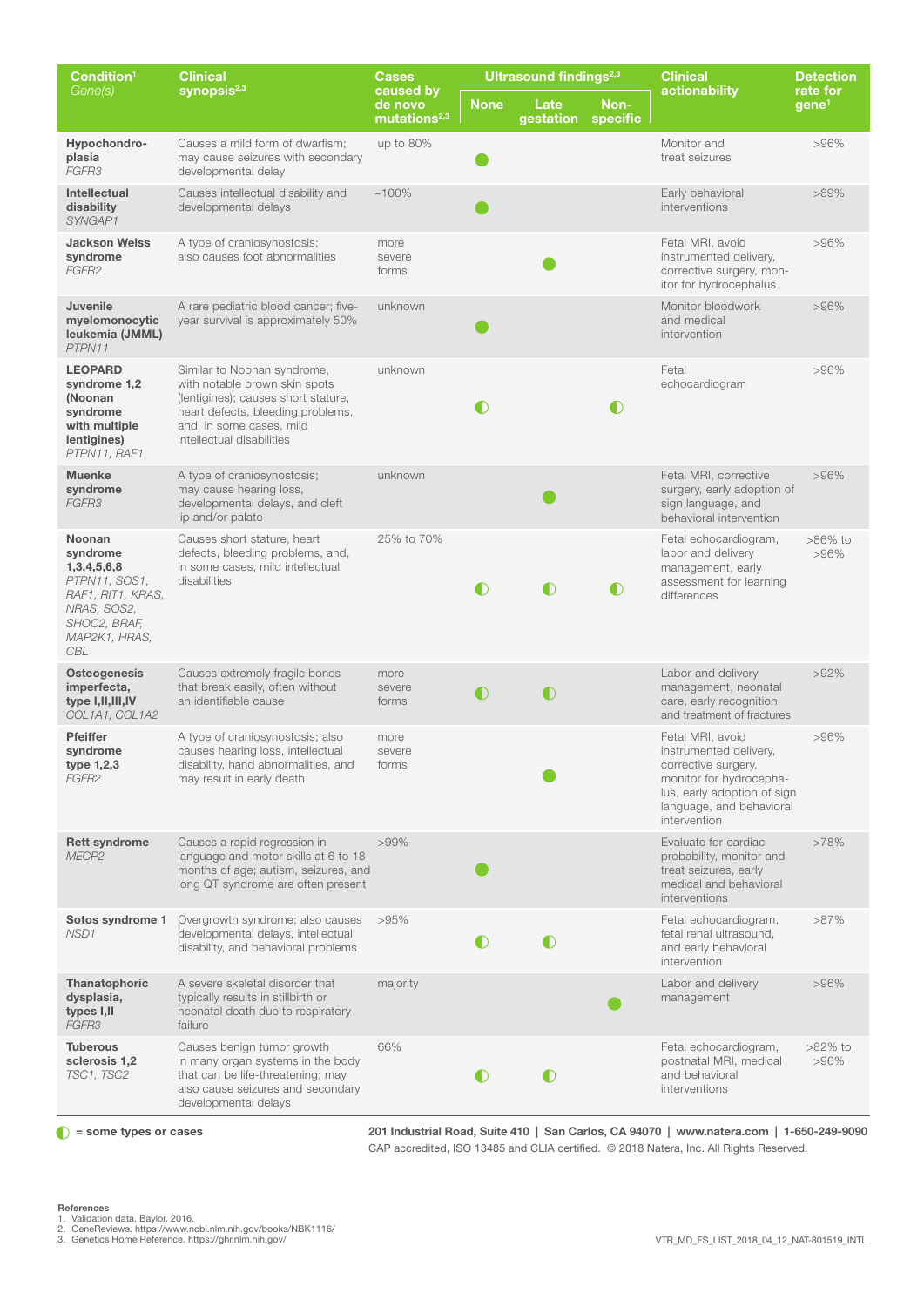| Condition[1] *Gene(s)* | Clinical synopsis[2,3] | Cases caused by de novo mutations[2,3] | Ultrasound findings[2,3] | | | Clinical actionability | Detection rate for gene[1] |
|---|---|---|---|---|---|---|---|
| | | | None | Late gestation | Non-specific | | |
| **Hypochondro­plasia** *FGFR3* | Causes a mild form of dwarfism; may cause seizures with secondary developmental delay | up to 80% | ● | | | Monitor and treat seizures | >96% |
| **Intellectual disability** *SYNGAP1* | Causes intellectual disability and developmental delays | ~100% | ● | | | Early behavioral interventions | >89% |
| **Jackson Weiss syndrome** *FGFR2* | A type of craniosynostosis; also causes foot abnormalities | more severe forms | | ● | | Fetal MRI, avoid instrumented delivery, corrective surgery, monitor for hydrocephalus | >96% |
| **Juvenile myelomonocytic leukemia (JMML)** *PTPN11* | A rare pediatric blood cancer; five-year survival is approximately 50% | unknown | ● | | | Monitor bloodwork and medical intervention | >96% |
| **LEOPARD syndrome 1,2 (Noonan syndrome with multiple lentigines)** *PTPN11, RAF1* | Similar to Noonan syndrome, with notable brown skin spots (lentigines); causes short stature, heart defects, bleeding problems, and, in some cases, mild intellectual disabilities | unknown | ◐ | | ◐ | Fetal echocardiogram | >96% |
| **Muenke syndrome** *FGFR3* | A type of craniosynostosis; may cause hearing loss, developmental delays, and cleft lip and/or palate | unknown | | ● | | Fetal MRI, corrective surgery, early adoption of sign language, and behavioral intervention | >96% |
| **Noonan syndrome 1,3,4,5,6,8** *PTPN11, SOS1, RAF1, RIT1, KRAS, NRAS, SOS2, SHOC2, BRAF, MAP2K1, HRAS, CBL* | Causes short stature, heart defects, bleeding problems, and, in some cases, mild intellectual disabilities | 25% to 70% | ◐ | ◐ | ◐ | Fetal echocardiogram, labor and delivery management, early assessment for learning differences | >86% to >96% |
| **Osteogenesis imperfecta, type I,II,III,IV** *COL1A1, COL1A2* | Causes extremely fragile bones that break easily, often without an identifiable cause | more severe forms | ◐ | ◐ | | Labor and delivery management, neonatal care, early recognition and treatment of fractures | >92% |
| **Pfeiffer syndrome type 1,2,3** *FGFR2* | A type of craniosynostosis; also causes hearing loss, intellectual disability, hand abnormalities, and may result in early death | more severe forms | | ● | | Fetal MRI, avoid instrumented delivery, corrective surgery, monitor for hydrocephalus, early adoption of sign language, and behavioral intervention | >96% |
| **Rett syndrome** *MECP2* | Causes a rapid regression in language and motor skills at 6 to 18 months of age; autism, seizures, and long QT syndrome are often present | >99% | ● | | | Evaluate for cardiac probability, monitor and treat seizures, early medical and behavioral interventions | >78% |
| **Sotos syndrome 1** *NSD1* | Overgrowth syndrome; also causes developmental delays, intellectual disability, and behavioral problems | >95% | ◐ | ◐ | | Fetal echocardiogram, fetal renal ultrasound, and early behavioral intervention | >87% |
| **Thanatophoric dysplasia, types I,II** *FGFR3* | A severe skeletal disorder that typically results in stillbirth or neonatal death due to respiratory failure | majority | | | ● | Labor and delivery management | >96% |
| **Tuberous sclerosis 1,2** *TSC1, TSC2* | Causes benign tumor growth in many organ systems in the body that can be life-threatening; may also cause seizures and secondary developmental delays | 66% | ◐ | ◐ | | Fetal echocardiogram, postnatal MRI, medical and behavioral interventions | >82% to >96% |

◐ = some types or cases

201 Industrial Road, Suite 410 | San Carlos, CA 94070 | www.natera.com | 1-650-249-9090

CAP accredited, ISO 13485 and CLIA certified. © 2018 Natera, Inc. All Rights Reserved.

**References**
1. Validation data, Baylor. 2016.
2. GeneReviews. https://www.ncbi.nlm.nih.gov/books/NBK1116/
3. Genetics Home Reference. https://ghr.nlm.nih.gov/

VTR_MD_FS_LIST_2018_04_12_NAT-801519_INTL